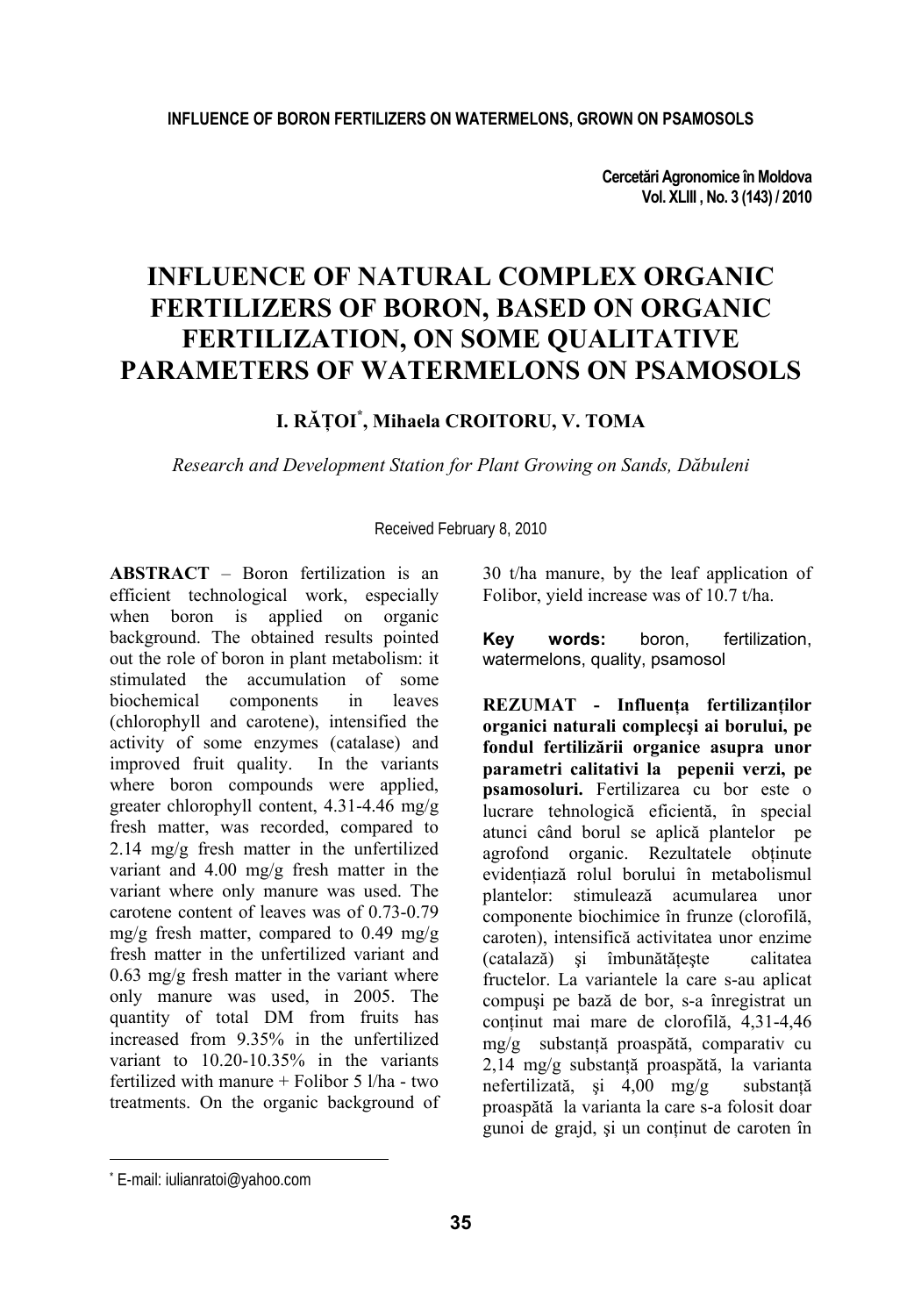# INFLUENCE OF NATURAL COMPLEX ORGANIC FERTILIZERS OF BORON, BASED ON ORGANIC FERTILIZATION, ON SOME QUALITATIVE PARAMETERS OF WATERMELONS ON PSAMOSOLS

**I. RĂȚOI[*], Mihaela CROITORU, V. TOMA**

*Research and Development Station for Plant Growing on Sands, Dăbuleni*

Received February 8, 2010

**ABSTRACT** – Boron fertilization is an efficient technological work, especially when boron is applied on organic background. The obtained results pointed out the role of boron in plant metabolism: it stimulated the accumulation of some biochemical components in leaves (chlorophyll and carotene), intensified the activity of some enzymes (catalase) and improved fruit quality. In the variants where boron compounds were applied, greater chlorophyll content, 4.31-4.46 mg/g fresh matter, was recorded, compared to 2.14 mg/g fresh matter in the unfertilized variant and 4.00 mg/g fresh matter in the variant where only manure was used. The carotene content of leaves was of 0.73-0.79 mg/g fresh matter, compared to 0.49 mg/g fresh matter in the unfertilized variant and 0.63 mg/g fresh matter in the variant where only manure was used, in 2005. The quantity of total DM from fruits has increased from 9.35% in the unfertilized variant to 10.20-10.35% in the variants fertilized with manure + Folibor 5 l/ha - two treatments. On the organic background of 30 t/ha manure, by the leaf application of Folibor, yield increase was of 10.7 t/ha.

**Key words:** boron, fertilization, watermelons, quality, psamosol

**REZUMAT - Influența fertilizanților organici naturali complecşi ai borului, pe fondul fertilizării organice asupra unor parametri calitativi la pepenii verzi, pe psamosoluri.** Fertilizarea cu bor este o lucrare tehnologică eficientă, în special atunci când borul se aplică plantelor pe agrofond organic. Rezultatele obținute evidențiază rolul borului în metabolismul plantelor: stimulează acumularea unor componente biochimice în frunze (clorofilă, caroten), intensifică activitatea unor enzime (catalază) şi îmbunătățeşte calitatea fructelor. La variantele la care s-au aplicat compuşi pe bază de bor, s-a înregistrat un conținut mai mare de clorofilă, 4,31-4,46 mg/g substanță proaspătă, comparativ cu 2,14 mg/g substanță proaspătă, la varianta nefertilizată, şi 4,00 mg/g substanță proaspătă la varianta la care s-a folosit doar gunoi de grajd, şi un conținut de caroten în

[*] E-mail: iulianratoi@yahoo.com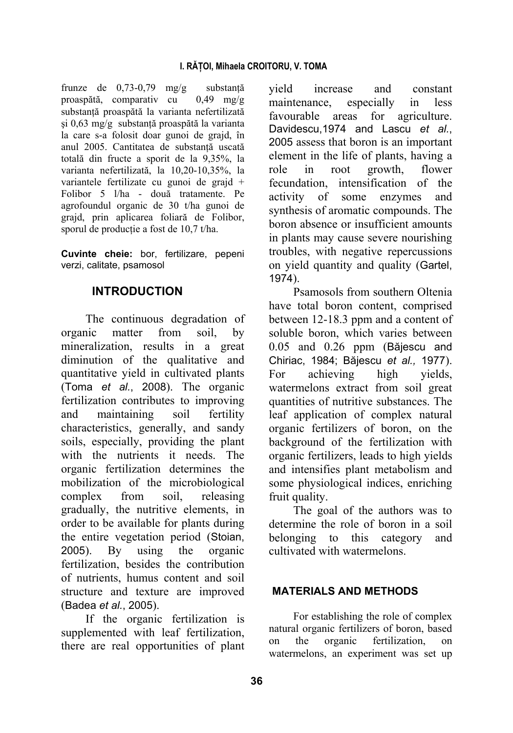frunze de 0,73-0,79 mg/g substanță proaspătă, comparativ cu 0,49 mg/g substanță proaspătă la varianta nefertilizată şi 0,63 mg/g substanță proaspătă la varianta la care s-a folosit doar gunoi de grajd, în anul 2005. Cantitatea de substanță uscată totală din fructe a sporit de la 9,35%, la varianta nefertilizată, la 10,20-10,35%, la variantele fertilizate cu gunoi de grajd + Folibor 5 l/ha - două tratamente. Pe agrofoundul organic de 30 t/ha gunoi de grajd, prin aplicarea foliară de Folibor, sporul de producție a fost de 10,7 t/ha.

**Cuvinte cheie:** bor, fertilizare, pepeni verzi, calitate, psamosol

## INTRODUCTION

The continuous degradation of organic matter from soil, by mineralization, results in a great diminution of the qualitative and quantitative yield in cultivated plants (Toma *et al.*, 2008). The organic fertilization contributes to improving and maintaining soil fertility characteristics, generally, and sandy soils, especially, providing the plant with the nutrients it needs. The organic fertilization determines the mobilization of the microbiological complex from soil, releasing gradually, the nutritive elements, in order to be available for plants during the entire vegetation period (Stoian, 2005). By using the organic fertilization, besides the contribution of nutrients, humus content and soil structure and texture are improved (Badea *et al.*, 2005).

If the organic fertilization is supplemented with leaf fertilization, there are real opportunities of plant yield increase and constant maintenance, especially in less favourable areas for agriculture. Davidescu,1974 and Lascu *et al.*, 2005 assess that boron is an important element in the life of plants, having a role in root growth, flower fecundation, intensification of the activity of some enzymes and synthesis of aromatic compounds. The boron absence or insufficient amounts in plants may cause severe nourishing troubles, with negative repercussions on yield quantity and quality (Gartel, 1974).

Psamosols from southern Oltenia have total boron content, comprised between 12-18.3 ppm and a content of soluble boron, which varies between 0.05 and 0.26 ppm (Băjescu and Chiriac, 1984; Băjescu *et al.,* 1977). For achieving high yields, watermelons extract from soil great quantities of nutritive substances. The leaf application of complex natural organic fertilizers of boron, on the background of the fertilization with organic fertilizers, leads to high yields and intensifies plant metabolism and some physiological indices, enriching fruit quality.

The goal of the authors was to determine the role of boron in a soil belonging to this category and cultivated with watermelons.

## MATERIALS AND METHODS

For establishing the role of complex natural organic fertilizers of boron, based on the organic fertilization, on watermelons, an experiment was set up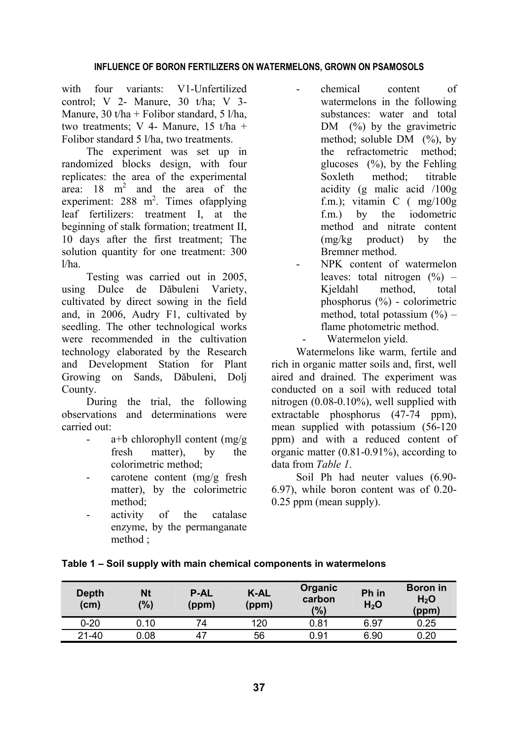with four variants: V1-Unfertilized control; V 2- Manure, 30 t/ha; V 3- Manure, 30 t/ha + Folibor standard, 5 l/ha, two treatments; V 4- Manure, 15 t/ha + Folibor standard 5 l/ha, two treatments.

The experiment was set up in randomized blocks design, with four replicates: the area of the experimental area: 18 $m^2$ and the area of the experiment: 288 $m^2$. Times ofapplying leaf fertilizers: treatment I, at the beginning of stalk formation; treatment II, 10 days after the first treatment; The solution quantity for one treatment: 300 l/ha.

Testing was carried out in 2005, using Dulce de Dăbuleni Variety, cultivated by direct sowing in the field and, in 2006, Audry F1, cultivated by seedling. The other technological works were recommended in the cultivation technology elaborated by the Research and Development Station for Plant Growing on Sands, Dăbuleni, Dolj County.

During the trial, the following observations and determinations were carried out:

- a+b chlorophyll content (mg/g fresh matter), by the colorimetric method;
- carotene content (mg/g fresh matter), by the colorimetric method;
- activity of the catalase enzyme, by the permanganate method ;
- chemical content of watermelons in the following substances: water and total DM (%) by the gravimetric method; soluble DM (%), by the refractometric method; glucoses (%), by the Fehling Soxleth method; titrable acidity (g malic acid /100g f.m.); vitamin C ( mg/100g f.m.) by the iodometric method and nitrate content (mg/kg product) by the Bremner method.
- NPK content of watermelon leaves: total nitrogen (%) – Kjeldahl method, total phosphorus (%) - colorimetric method, total potassium (%) – flame photometric method.
- Watermelon yield.

Watermelons like warm, fertile and rich in organic matter soils and, first, well aired and drained. The experiment was conducted on a soil with reduced total nitrogen (0.08-0.10%), well supplied with extractable phosphorus (47-74 ppm), mean supplied with potassium (56-120 ppm) and with a reduced content of organic matter (0.81-0.91%), according to data from *Table 1*.

Soil Ph had neuter values (6.90-6.97), while boron content was of 0.20-0.25 ppm (mean supply).

**Table 1 – Soil supply with main chemical components in watermelons**

| Depth (cm) | Nt (%) | P-AL (ppm) | K-AL (ppm) | Organic carbon (%) | Ph in $H_2O$ | Boron in $H_2O$ (ppm) |
|---|---|---|---|---|---|---|
| 0-20 | 0.10 | 74 | 120 | 0.81 | 6.97 | 0.25 |
| 21-40 | 0.08 | 47 | 56 | 0.91 | 6.90 | 0.20 |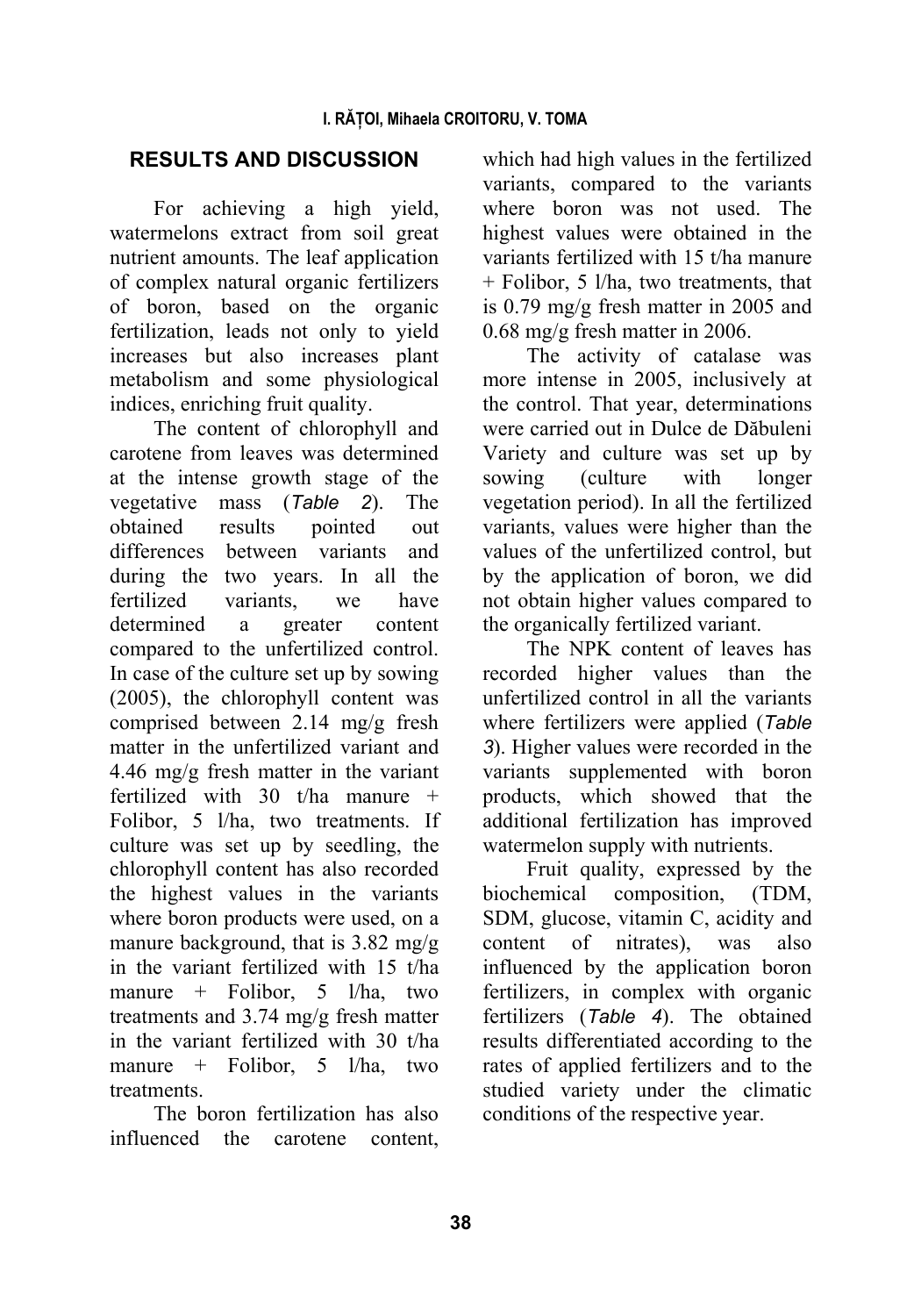## RESULTS AND DISCUSSION

For achieving a high yield, watermelons extract from soil great nutrient amounts. The leaf application of complex natural organic fertilizers of boron, based on the organic fertilization, leads not only to yield increases but also increases plant metabolism and some physiological indices, enriching fruit quality.

The content of chlorophyll and carotene from leaves was determined at the intense growth stage of the vegetative mass (*Table 2*). The obtained results pointed out differences between variants and during the two years. In all the fertilized variants, we have determined a greater content compared to the unfertilized control. In case of the culture set up by sowing (2005), the chlorophyll content was comprised between 2.14 mg/g fresh matter in the unfertilized variant and 4.46 mg/g fresh matter in the variant fertilized with 30 t/ha manure + Folibor, 5 l/ha, two treatments. If culture was set up by seedling, the chlorophyll content has also recorded the highest values in the variants where boron products were used, on a manure background, that is 3.82 mg/g in the variant fertilized with 15 t/ha manure + Folibor, 5 l/ha, two treatments and 3.74 mg/g fresh matter in the variant fertilized with 30 t/ha manure + Folibor, 5 l/ha, two treatments.

The boron fertilization has also influenced the carotene content, which had high values in the fertilized variants, compared to the variants where boron was not used. The highest values were obtained in the variants fertilized with 15 t/ha manure + Folibor, 5 l/ha, two treatments, that is 0.79 mg/g fresh matter in 2005 and 0.68 mg/g fresh matter in 2006.

The activity of catalase was more intense in 2005, inclusively at the control. That year, determinations were carried out in Dulce de Dăbuleni Variety and culture was set up by sowing (culture with longer vegetation period). In all the fertilized variants, values were higher than the values of the unfertilized control, but by the application of boron, we did not obtain higher values compared to the organically fertilized variant.

The NPK content of leaves has recorded higher values than the unfertilized control in all the variants where fertilizers were applied (*Table 3*). Higher values were recorded in the variants supplemented with boron products, which showed that the additional fertilization has improved watermelon supply with nutrients.

Fruit quality, expressed by the biochemical composition, (TDM, SDM, glucose, vitamin C, acidity and content of nitrates), was also influenced by the application boron fertilizers, in complex with organic fertilizers (*Table 4*). The obtained results differentiated according to the rates of applied fertilizers and to the studied variety under the climatic conditions of the respective year.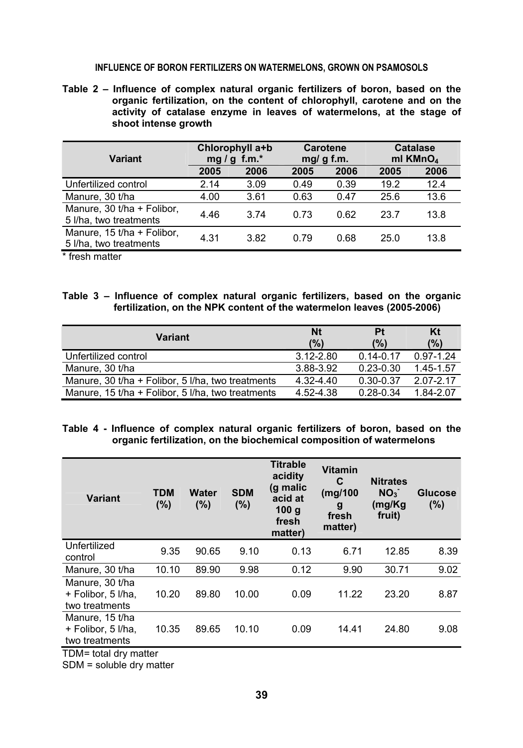**Table 2 – Influence of complex natural organic fertilizers of boron, based on the organic fertilization, on the content of chlorophyll, carotene and on the activity of catalase enzyme in leaves of watermelons, at the stage of shoot intense growth**

| Variant | Chlorophyll a+b mg / g f.m.* | | Carotene mg/ g f.m. | | Catalase ml $KMnO_4$ | |
|---|---|---|---|---|---|---|
| | 2005 | 2006 | 2005 | 2006 | 2005 | 2006 |
| Unfertilized control | 2.14 | 3.09 | 0.49 | 0.39 | 19.2 | 12.4 |
| Manure, 30 t/ha | 4.00 | 3.61 | 0.63 | 0.47 | 25.6 | 13.6 |
| Manure, 30 t/ha + Folibor, 5 l/ha, two treatments | 4.46 | 3.74 | 0.73 | 0.62 | 23.7 | 13.8 |
| Manure, 15 t/ha + Folibor, 5 l/ha, two treatments | 4.31 | 3.82 | 0.79 | 0.68 | 25.0 | 13.8 |

\* fresh matter

**Table 3 – Influence of complex natural organic fertilizers, based on the organic fertilization, on the NPK content of the watermelon leaves (2005-2006)**

| Variant | Nt (%) | Pt (%) | Kt (%) |
|---|---|---|---|
| Unfertilized control | 3.12-2.80 | 0.14-0.17 | 0.97-1.24 |
| Manure, 30 t/ha | 3.88-3.92 | 0.23-0.30 | 1.45-1.57 |
| Manure, 30 t/ha + Folibor, 5 l/ha, two treatments | 4.32-4.40 | 0.30-0.37 | 2.07-2.17 |
| Manure, 15 t/ha + Folibor, 5 l/ha, two treatments | 4.52-4.38 | 0.28-0.34 | 1.84-2.07 |

**Table 4 - Influence of complex natural organic fertilizers of boron, based on the organic fertilization, on the biochemical composition of watermelons**

| Variant | TDM (%) | Water (%) | SDM (%) | Titrable acidity (g malic acid at 100 g fresh matter) | Vitamin C (mg/100 g fresh matter) | Nitrates $NO_3^-$ (mg/Kg fruit) | Glucose (%) |
|---|---|---|---|---|---|---|---|
| Unfertilized control | 9.35 | 90.65 | 9.10 | 0.13 | 6.71 | 12.85 | 8.39 |
| Manure, 30 t/ha | 10.10 | 89.90 | 9.98 | 0.12 | 9.90 | 30.71 | 9.02 |
| Manure, 30 t/ha + Folibor, 5 l/ha, two treatments | 10.20 | 89.80 | 10.00 | 0.09 | 11.22 | 23.20 | 8.87 |
| Manure, 15 t/ha + Folibor, 5 l/ha, two treatments | 10.35 | 89.65 | 10.10 | 0.09 | 14.41 | 24.80 | 9.08 |

TDM= total dry matter

SDM = soluble dry matter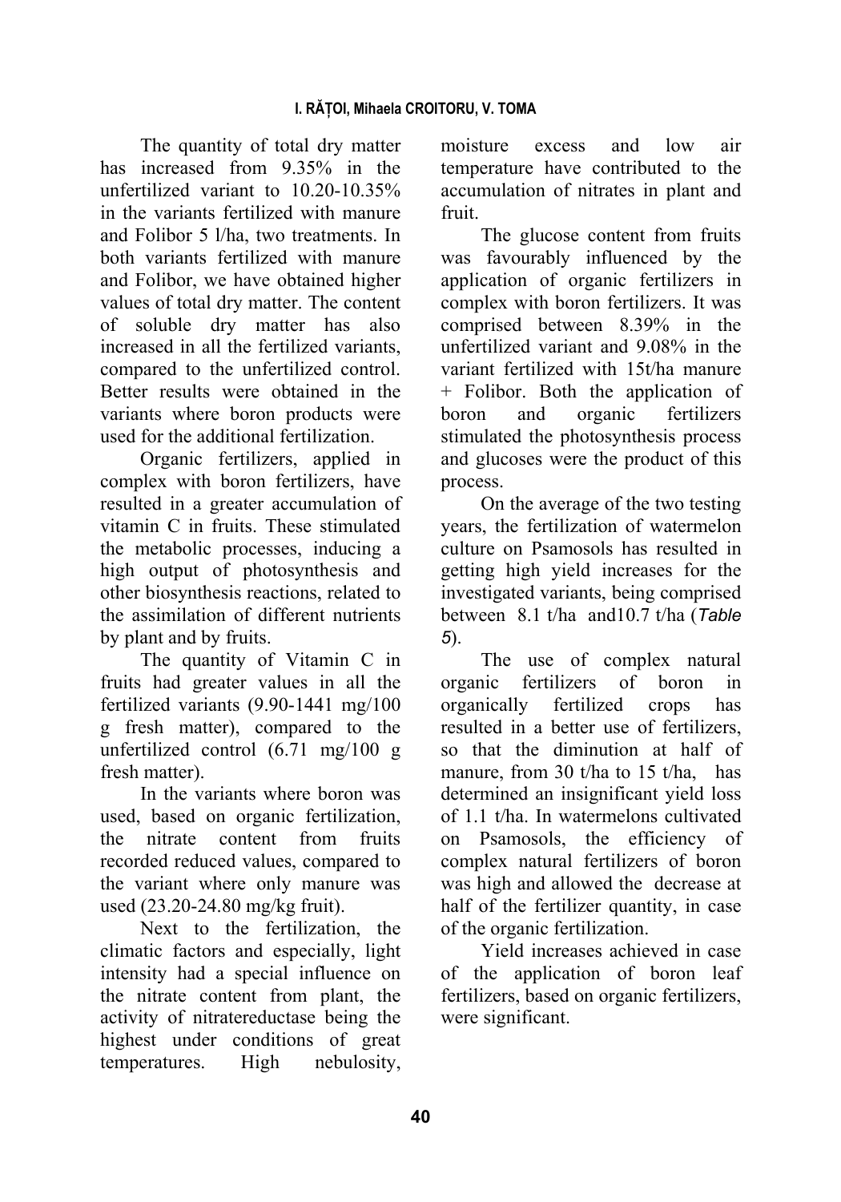The quantity of total dry matter has increased from 9.35% in the unfertilized variant to 10.20-10.35% in the variants fertilized with manure and Folibor 5 l/ha, two treatments. In both variants fertilized with manure and Folibor, we have obtained higher values of total dry matter. The content of soluble dry matter has also increased in all the fertilized variants, compared to the unfertilized control. Better results were obtained in the variants where boron products were used for the additional fertilization.

Organic fertilizers, applied in complex with boron fertilizers, have resulted in a greater accumulation of vitamin C in fruits. These stimulated the metabolic processes, inducing a high output of photosynthesis and other biosynthesis reactions, related to the assimilation of different nutrients by plant and by fruits.

The quantity of Vitamin C in fruits had greater values in all the fertilized variants (9.90-1441 mg/100 g fresh matter), compared to the unfertilized control (6.71 mg/100 g fresh matter).

In the variants where boron was used, based on organic fertilization, the nitrate content from fruits recorded reduced values, compared to the variant where only manure was used (23.20-24.80 mg/kg fruit).

Next to the fertilization, the climatic factors and especially, light intensity had a special influence on the nitrate content from plant, the activity of nitratereductase being the highest under conditions of great temperatures. High nebulosity, moisture excess and low air temperature have contributed to the accumulation of nitrates in plant and fruit.

The glucose content from fruits was favourably influenced by the application of organic fertilizers in complex with boron fertilizers. It was comprised between 8.39% in the unfertilized variant and 9.08% in the variant fertilized with 15t/ha manure + Folibor. Both the application of boron and organic fertilizers stimulated the photosynthesis process and glucoses were the product of this process.

On the average of the two testing years, the fertilization of watermelon culture on Psamosols has resulted in getting high yield increases for the investigated variants, being comprised between 8.1 t/ha and10.7 t/ha (*Table 5*).

The use of complex natural organic fertilizers of boron in organically fertilized crops has resulted in a better use of fertilizers, so that the diminution at half of manure, from 30 t/ha to 15 t/ha, has determined an insignificant yield loss of 1.1 t/ha. In watermelons cultivated on Psamosols, the efficiency of complex natural fertilizers of boron was high and allowed the decrease at half of the fertilizer quantity, in case of the organic fertilization.

Yield increases achieved in case of the application of boron leaf fertilizers, based on organic fertilizers, were significant.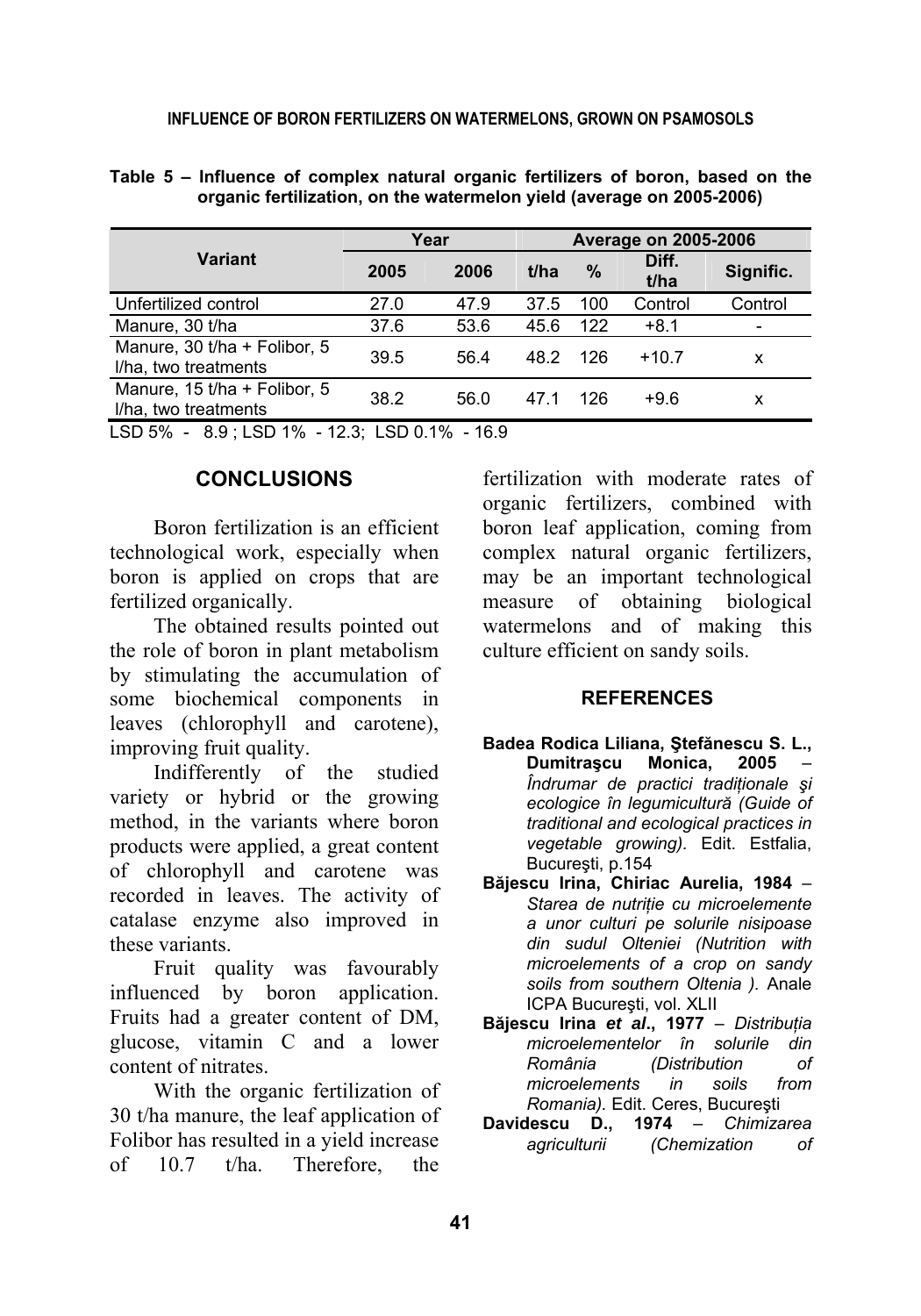**Table 5 – Influence of complex natural organic fertilizers of boron, based on the organic fertilization, on the watermelon yield (average on 2005-2006)**

| Variant | Year | | Average on 2005-2006 | | | |
|---|---|---|---|---|---|---|
| | 2005 | 2006 | t/ha | % | Diff. t/ha | Signific. |
| Unfertilized control | 27.0 | 47.9 | 37.5 | 100 | Control | Control |
| Manure, 30 t/ha | 37.6 | 53.6 | 45.6 | 122 | +8.1 | - |
| Manure, 30 t/ha + Folibor, 5 l/ha, two treatments | 39.5 | 56.4 | 48.2 | 126 | +10.7 | x |
| Manure, 15 t/ha + Folibor, 5 l/ha, two treatments | 38.2 | 56.0 | 47.1 | 126 | +9.6 | x |

LSD 5% - 8.9 ; LSD 1% - 12.3; LSD 0.1% - 16.9

## CONCLUSIONS

Boron fertilization is an efficient technological work, especially when boron is applied on crops that are fertilized organically.

The obtained results pointed out the role of boron in plant metabolism by stimulating the accumulation of some biochemical components in leaves (chlorophyll and carotene), improving fruit quality.

Indifferently of the studied variety or hybrid or the growing method, in the variants where boron products were applied, a great content of chlorophyll and carotene was recorded in leaves. The activity of catalase enzyme also improved in these variants.

Fruit quality was favourably influenced by boron application. Fruits had a greater content of DM, glucose, vitamin C and a lower content of nitrates.

With the organic fertilization of 30 t/ha manure, the leaf application of Folibor has resulted in a yield increase of 10.7 t/ha. Therefore, the fertilization with moderate rates of organic fertilizers, combined with boron leaf application, coming from complex natural organic fertilizers, may be an important technological measure of obtaining biological watermelons and of making this culture efficient on sandy soils.

## REFERENCES

**Badea Rodica Liliana, Ştefănescu S. L., Dumitraşcu Monica, 2005** – *Îndrumar de practici tradiționale şi ecologice în legumicultură (Guide of traditional and ecological practices in vegetable growing).* Edit. Estfalia, Bucureşti, p.154

**Băjescu Irina, Chiriac Aurelia, 1984** – *Starea de nutriție cu microelemente a unor culturi pe solurile nisipoase din sudul Olteniei (Nutrition with microelements of a crop on sandy soils from southern Oltenia ).* Anale ICPA Bucureşti, vol. XLII

**Băjescu Irina *et al*., 1977** – *Distribuția microelementelor în solurile din România (Distribution of microelements in soils from Romania).* Edit. Ceres, Bucureşti

**Davidescu D., 1974** – *Chimizarea agriculturii (Chemization of*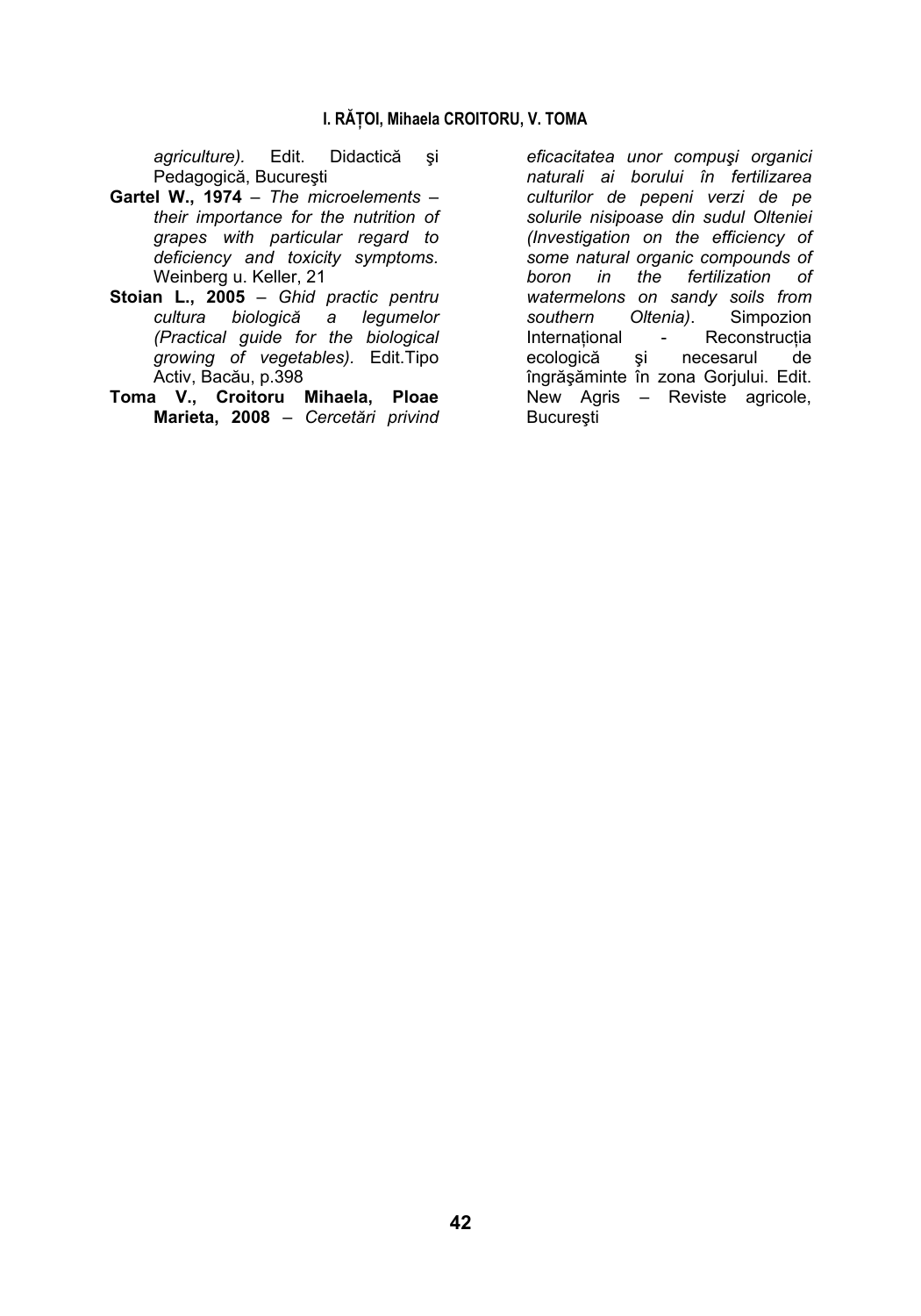*agriculture).* Edit. Didactică şi Pedagogică, Bucureşti

**Gartel W., 1974** – *The microelements – their importance for the nutrition of grapes with particular regard to deficiency and toxicity symptoms.* Weinberg u. Keller, 21

**Stoian L., 2005** – *Ghid practic pentru cultura biologică a legumelor (Practical guide for the biological growing of vegetables).* Edit.Tipo Activ, Bacău, p.398

**Toma V., Croitoru Mihaela, Ploae Marieta, 2008** – *Cercetări privind eficacitatea unor compuşi organici naturali ai borului în fertilizarea culturilor de pepeni verzi de pe solurile nisipoase din sudul Olteniei (Investigation on the efficiency of some natural organic compounds of boron in the fertilization of watermelons on sandy soils from southern Oltenia)*. Simpozion Internațional - Reconstrucția ecologică şi necesarul de îngrăşăminte în zona Gorjului. Edit. New Agris – Reviste agricole, Bucureşti